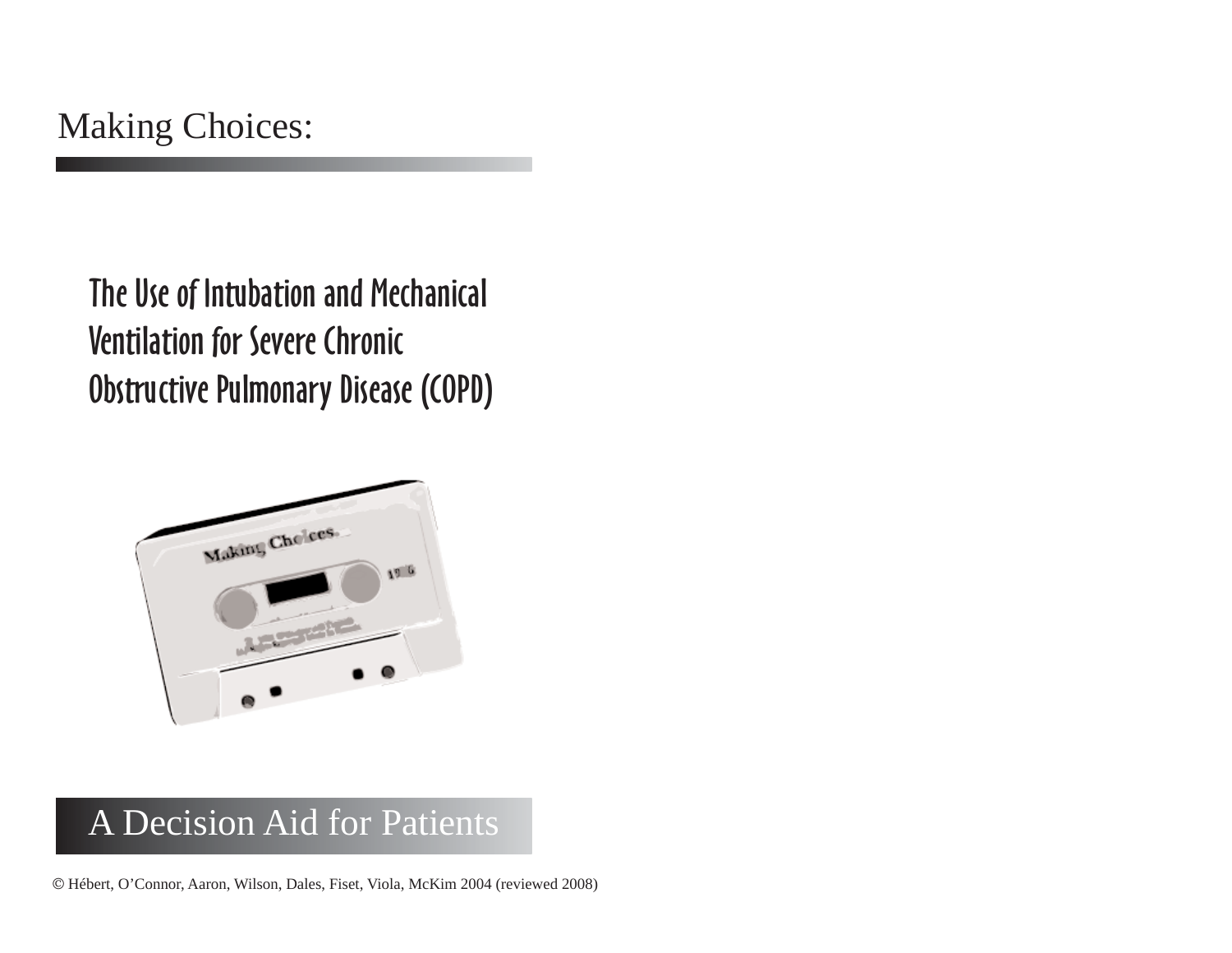# Making Choices:

## The Use of Intubation and Mechanical Ventilation for Severe Chronic Obstructive Pulmonary Disease (COPD)

## A Decision Aid for Patients

© Hébert, O'Connor, Aaron, Wilson, Dales, Fiset, Viola, McKim 2004 (reviewed 2008)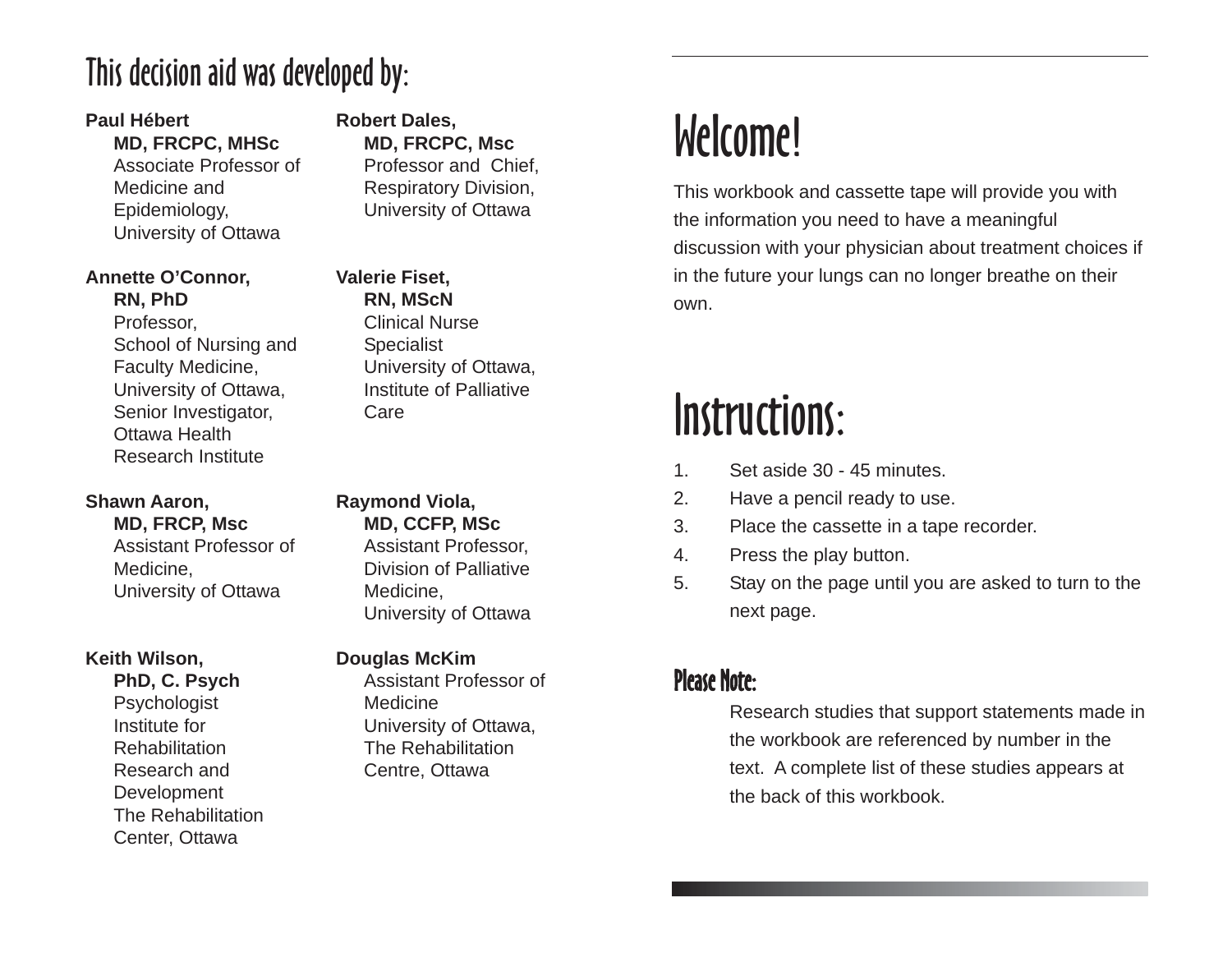## This decision aid was developed by:

**Paul Hébert**
**MD, FRCPC, MHSc**
Associate Professor of Medicine and Epidemiology,
University of Ottawa

**Annette O'Connor,**
**RN, PhD**
Professor,
School of Nursing and Faculty Medicine,
University of Ottawa,
Senior Investigator,
Ottawa Health Research Institute

**Shawn Aaron,**
**MD, FRCP, Msc**
Assistant Professor of Medicine,
University of Ottawa

**Keith Wilson,**
**PhD, C. Psych**
Psychologist
Institute for Rehabilitation Research and Development
The Rehabilitation Center, Ottawa

**Robert Dales,**
**MD, FRCPC, Msc**
Professor and Chief,
Respiratory Division,
University of Ottawa

**Valerie Fiset,**
**RN, MScN**
Clinical Nurse Specialist
University of Ottawa,
Institute of Palliative Care

**Raymond Viola,**
**MD, CCFP, MSc**
Assistant Professor,
Division of Palliative Medicine,
University of Ottawa

**Douglas McKim**
Assistant Professor of Medicine
University of Ottawa,
The Rehabilitation Centre, Ottawa

# Welcome!

This workbook and cassette tape will provide you with the information you need to have a meaningful discussion with your physician about treatment choices if in the future your lungs can no longer breathe on their own.

# Instructions:

1. Set aside 30 - 45 minutes.
2. Have a pencil ready to use.
3. Place the cassette in a tape recorder.
4. Press the play button.
5. Stay on the page until you are asked to turn to the next page.

### Please Note:

Research studies that support statements made in the workbook are referenced by number in the text. A complete list of these studies appears at the back of this workbook.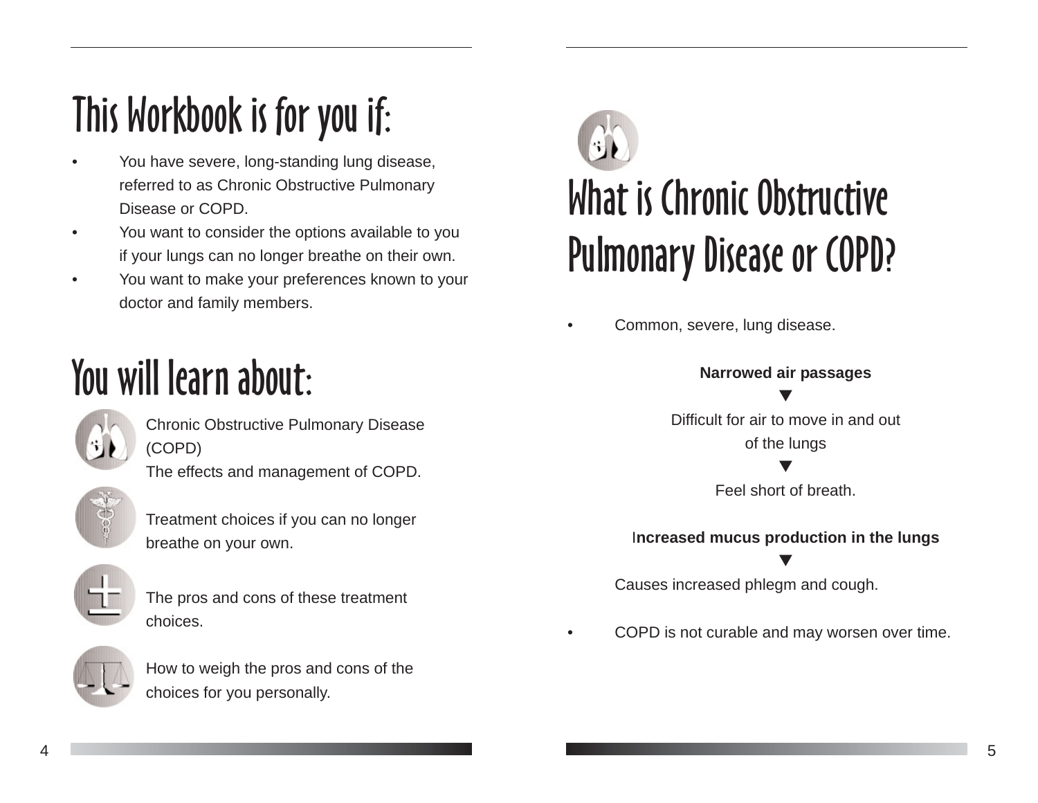# This Workbook is for you if:

- You have severe, long-standing lung disease, referred to as Chronic Obstructive Pulmonary Disease or COPD.
- You want to consider the options available to you if your lungs can no longer breathe on their own.
- You want to make your preferences known to your doctor and family members.

# You will learn about:

Chronic Obstructive Pulmonary Disease (COPD)
The effects and management of COPD.

Treatment choices if you can no longer breathe on your own.

The pros and cons of these treatment choices.

How to weigh the pros and cons of the choices for you personally.

# What is Chronic Obstructive Pulmonary Disease or COPD?

- Common, severe, lung disease.

**Narrowed air passages**

▼

Difficult for air to move in and out of the lungs

▼

Feel short of breath.

**Increased mucus production in the lungs**

▼

Causes increased phlegm and cough.

- COPD is not curable and may worsen over time.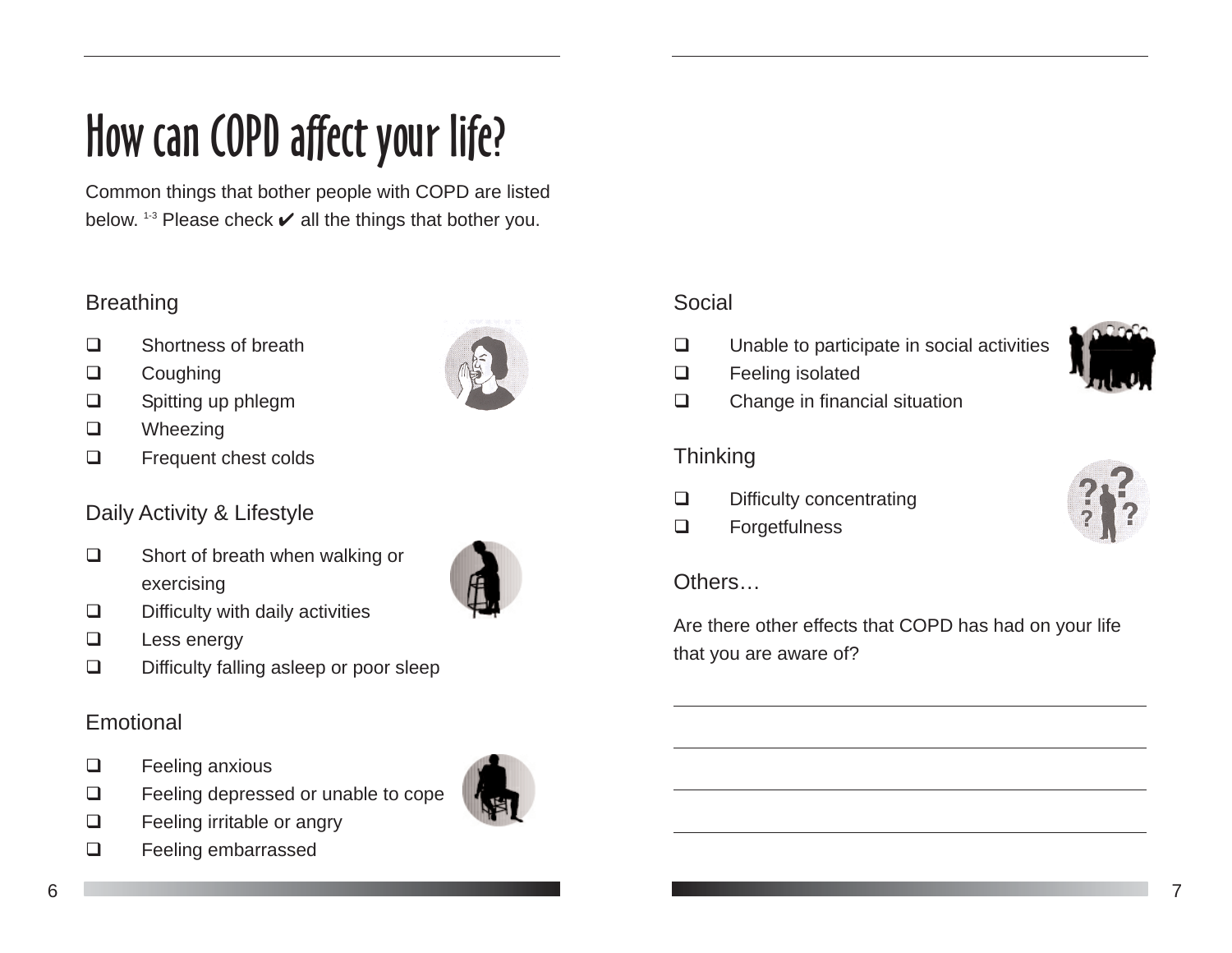# How can COPD affect your life?

Common things that bother people with COPD are listed below. [1-3] Please check ✔ all the things that bother you.

## Breathing

- ❑ Shortness of breath
- ❑ Coughing
- ❑ Spitting up phlegm
- ❑ Wheezing
- ❑ Frequent chest colds

## Daily Activity & Lifestyle

- ❑ Short of breath when walking or exercising
- ❑ Difficulty with daily activities
- ❑ Less energy
- ❑ Difficulty falling asleep or poor sleep

## Emotional

- ❑ Feeling anxious
- ❑ Feeling depressed or unable to cope
- ❑ Feeling irritable or angry
- ❑ Feeling embarrassed

## Social

- ❑ Unable to participate in social activities
- ❑ Feeling isolated
- ❑ Change in financial situation

## Thinking

- ❑ Difficulty concentrating
- ❑ Forgetfulness

## Others…

Are there other effects that COPD has had on your life that you are aware of?

______________________________________________

______________________________________________

______________________________________________

______________________________________________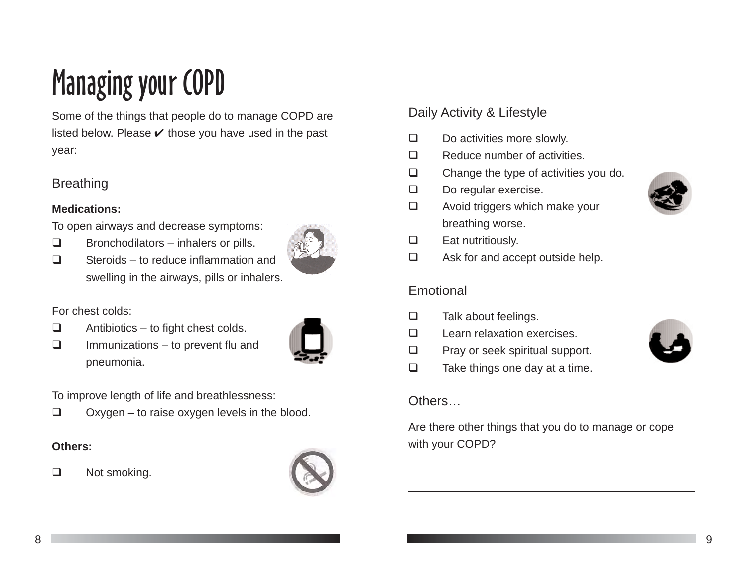# Managing your COPD

Some of the things that people do to manage COPD are listed below. Please ✔ those you have used in the past year:

## Breathing

**Medications:**

To open airways and decrease symptoms:

- ☐ Bronchodilators – inhalers or pills.
- ☐ Steroids – to reduce inflammation and swelling in the airways, pills or inhalers.

For chest colds:

- ☐ Antibiotics – to fight chest colds.
- ☐ Immunizations – to prevent flu and pneumonia.

To improve length of life and breathlessness:

- ☐ Oxygen – to raise oxygen levels in the blood.

**Others:**

- ☐ Not smoking.

## Daily Activity & Lifestyle

- ☐ Do activities more slowly.
- ☐ Reduce number of activities.
- ☐ Change the type of activities you do.
- ☐ Do regular exercise.
- ☐ Avoid triggers which make your breathing worse.
- ☐ Eat nutritiously.
- ☐ Ask for and accept outside help.

## Emotional

- ☐ Talk about feelings.
- ☐ Learn relaxation exercises.
- ☐ Pray or seek spiritual support.
- ☐ Take things one day at a time.

## Others…

Are there other things that you do to manage or cope with your COPD?

_______________________________________________

_______________________________________________

_______________________________________________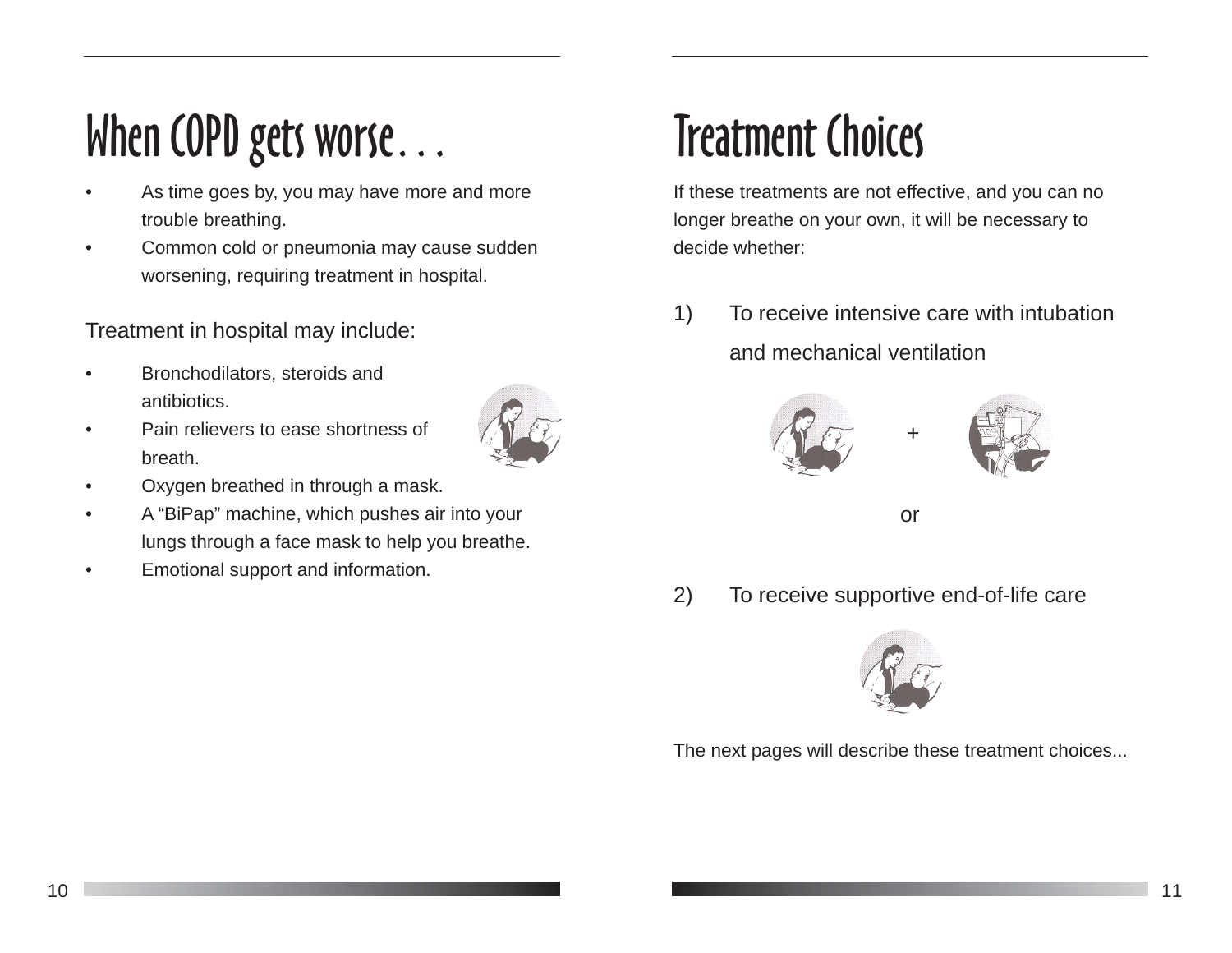# When COPD gets worse…

- As time goes by, you may have more and more trouble breathing.
- Common cold or pneumonia may cause sudden worsening, requiring treatment in hospital.

Treatment in hospital may include:

- Bronchodilators, steroids and antibiotics.
- Pain relievers to ease shortness of breath.
- Oxygen breathed in through a mask.
- A “BiPap” machine, which pushes air into your lungs through a face mask to help you breathe.
- Emotional support and information.

# Treatment Choices

If these treatments are not effective, and you can no longer breathe on your own, it will be necessary to decide whether:

1) To receive intensive care with intubation and mechanical ventilation

+

or

2) To receive supportive end-of-life care

The next pages will describe these treatment choices...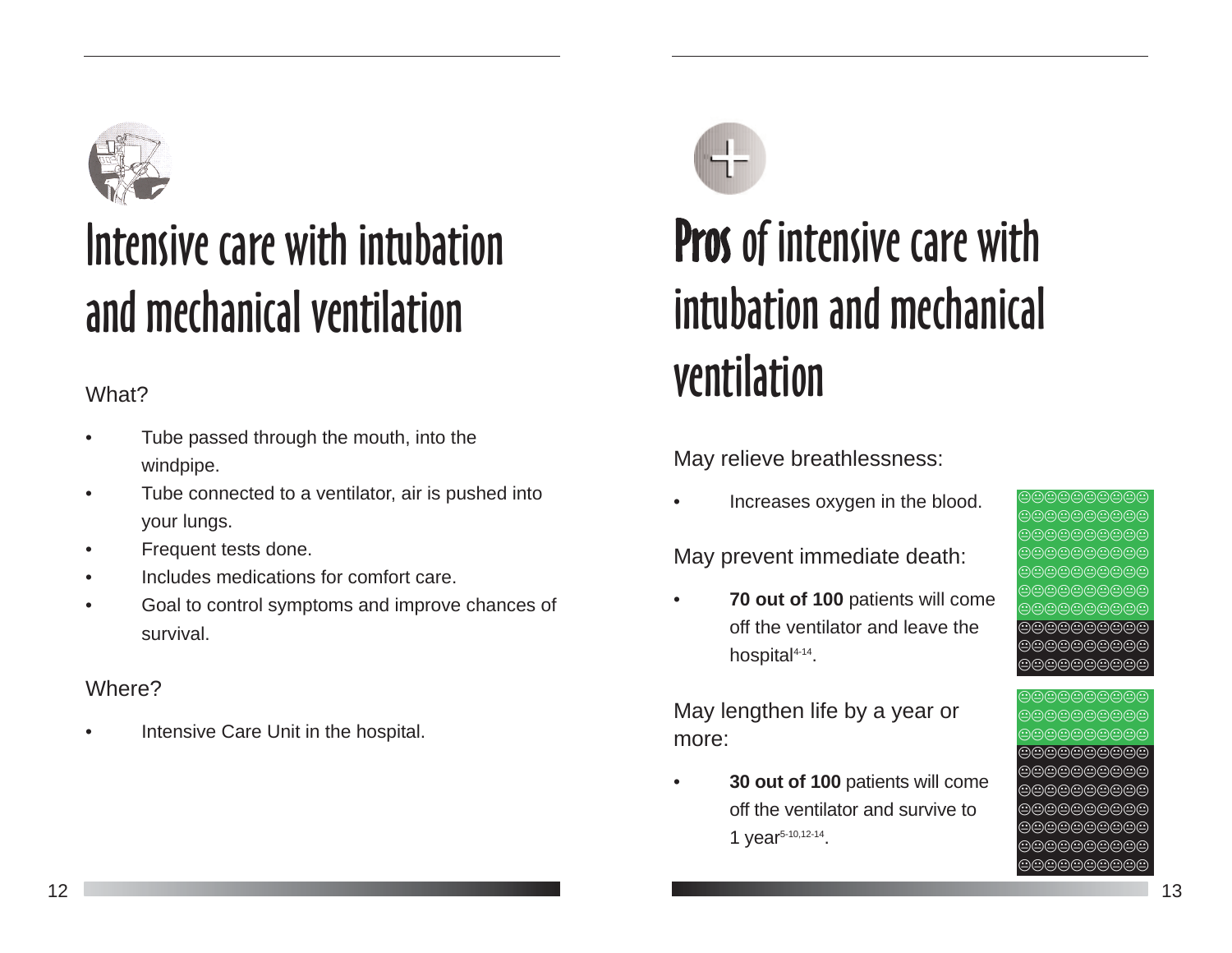# Intensive care with intubation and mechanical ventilation

What?

- Tube passed through the mouth, into the windpipe.
- Tube connected to a ventilator, air is pushed into your lungs.
- Frequent tests done.
- Includes medications for comfort care.
- Goal to control symptoms and improve chances of survival.

Where?

- Intensive Care Unit in the hospital.

# **Pros** of intensive care with intubation and mechanical ventilation

May relieve breathlessness:

- Increases oxygen in the blood.

May prevent immediate death:

- **70 out of 100** patients will come off the ventilator and leave the hospital[4-14].

May lengthen life by a year or more:

- **30 out of 100** patients will come off the ventilator and survive to 1 year[5-10,12-14].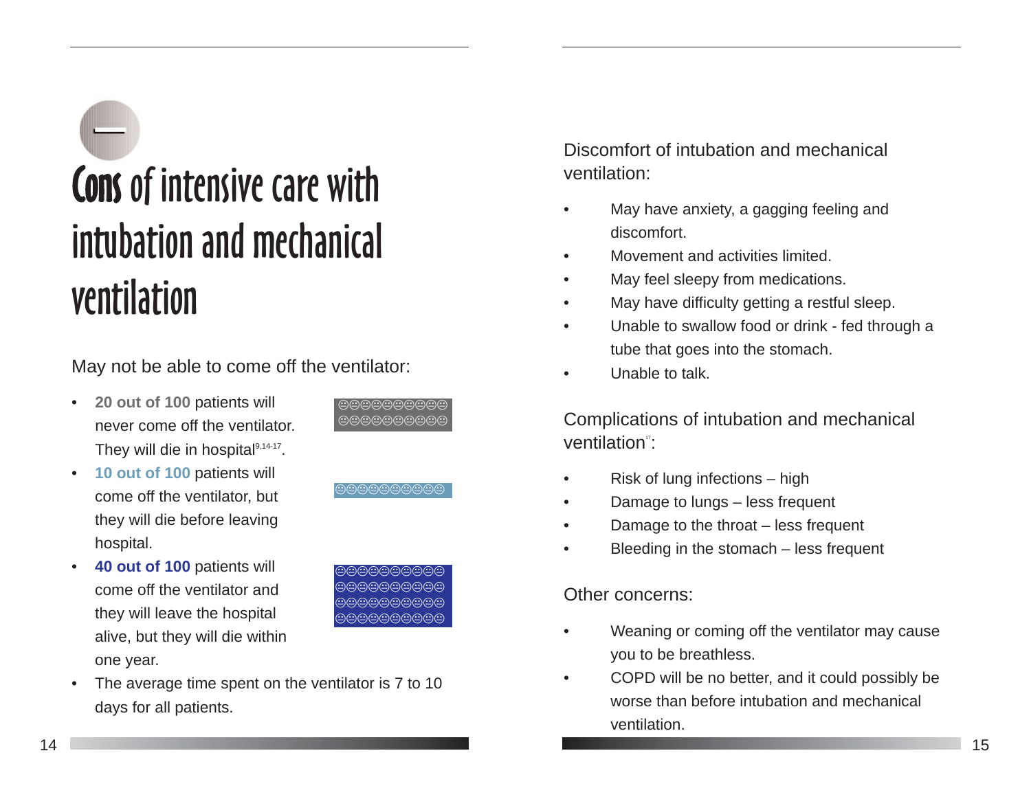# Cons of intensive care with intubation and mechanical ventilation

May not be able to come off the ventilator:

- **20 out of 100** patients will never come off the ventilator. They will die in hospital[9,14-17].
- **10 out of 100** patients will come off the ventilator, but they will die before leaving hospital.
- **40 out of 100** patients will come off the ventilator and they will leave the hospital alive, but they will die within one year.
- The average time spent on the ventilator is 7 to 10 days for all patients.

Discomfort of intubation and mechanical ventilation:

- May have anxiety, a gagging feeling and discomfort.
- Movement and activities limited.
- May feel sleepy from medications.
- May have difficulty getting a restful sleep.
- Unable to swallow food or drink - fed through a tube that goes into the stomach.
- Unable to talk.

Complications of intubation and mechanical ventilation[17]:

- Risk of lung infections – high
- Damage to lungs – less frequent
- Damage to the throat – less frequent
- Bleeding in the stomach – less frequent

Other concerns:

- Weaning or coming off the ventilator may cause you to be breathless.
- COPD will be no better, and it could possibly be worse than before intubation and mechanical ventilation.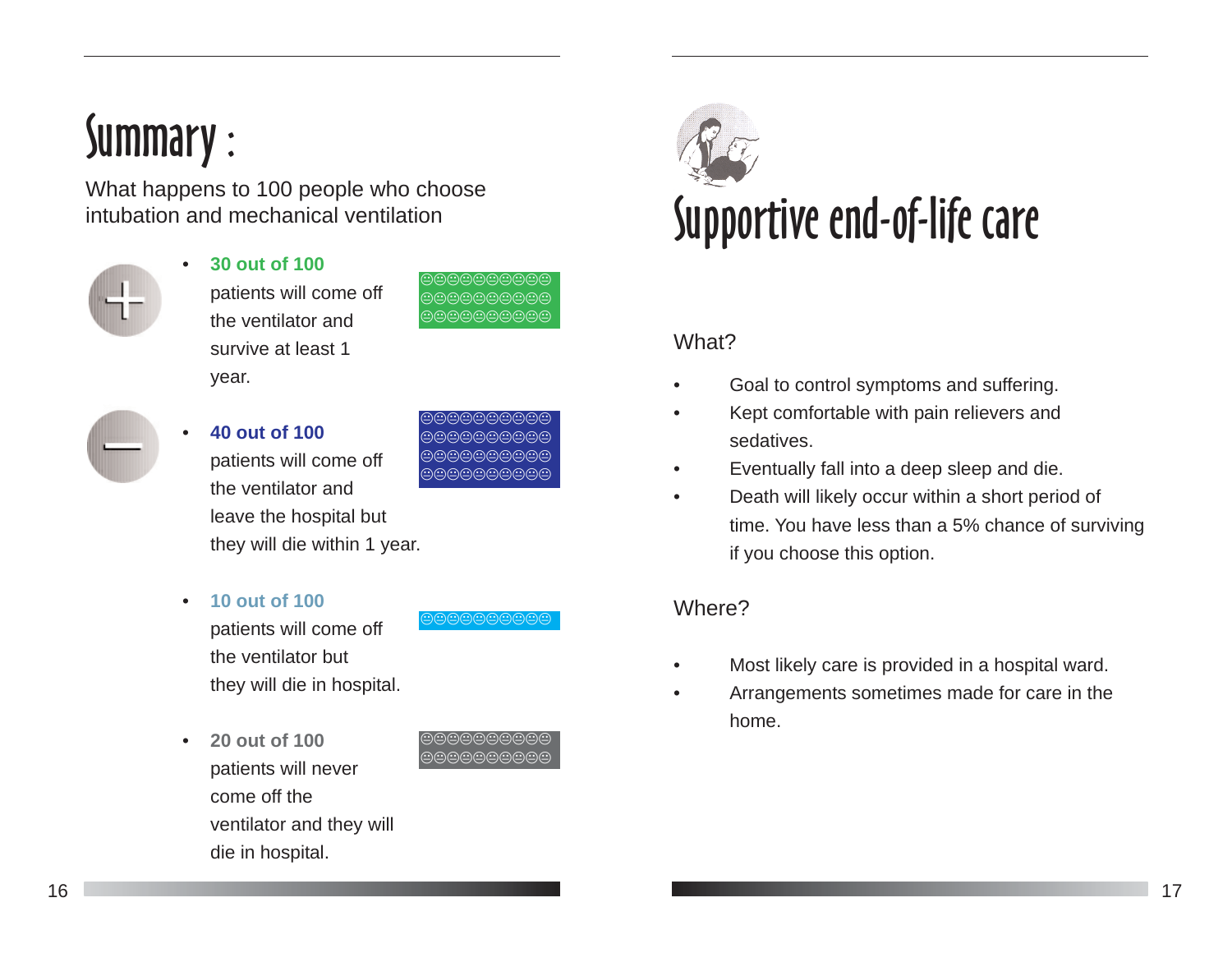# Summary :

What happens to 100 people who choose intubation and mechanical ventilation

- **30 out of 100** patients will come off the ventilator and survive at least 1 year.

- **40 out of 100** patients will come off the ventilator and leave the hospital but they will die within 1 year.

- **10 out of 100** patients will come off the ventilator but they will die in hospital.

- **20 out of 100** patients will never come off the ventilator and they will die in hospital.

# Supportive end-of-life care

## What?

- Goal to control symptoms and suffering.
- Kept comfortable with pain relievers and sedatives.
- Eventually fall into a deep sleep and die.
- Death will likely occur within a short period of time. You have less than a 5% chance of surviving if you choose this option.

## Where?

- Most likely care is provided in a hospital ward.
- Arrangements sometimes made for care in the home.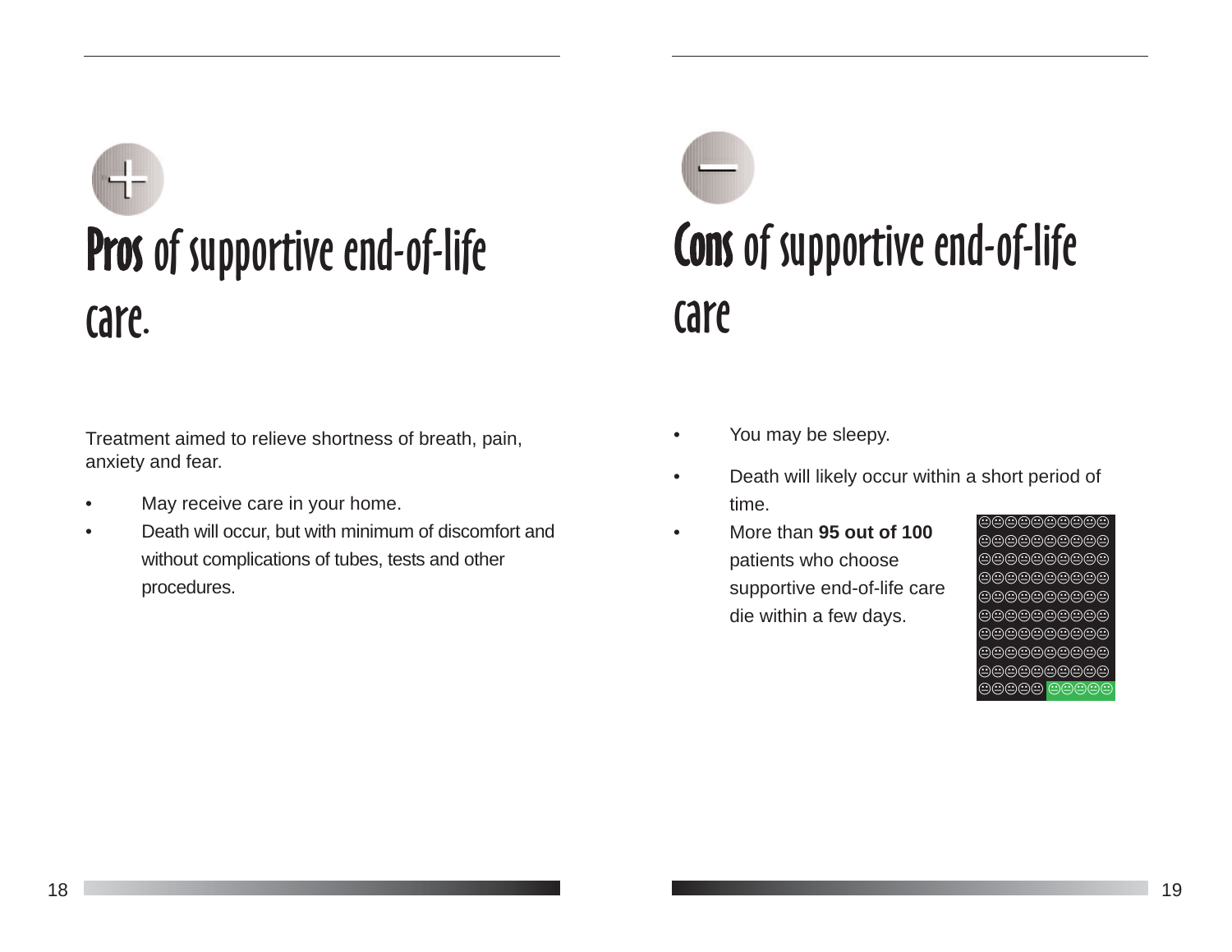## Pros of supportive end-of-life care.

Treatment aimed to relieve shortness of breath, pain, anxiety and fear.

- May receive care in your home.
- Death will occur, but with minimum of discomfort and without complications of tubes, tests and other procedures.

## Cons of supportive end-of-life care

- You may be sleepy.
- Death will likely occur within a short period of time.
- More than **95 out of 100** patients who choose supportive end-of-life care die within a few days.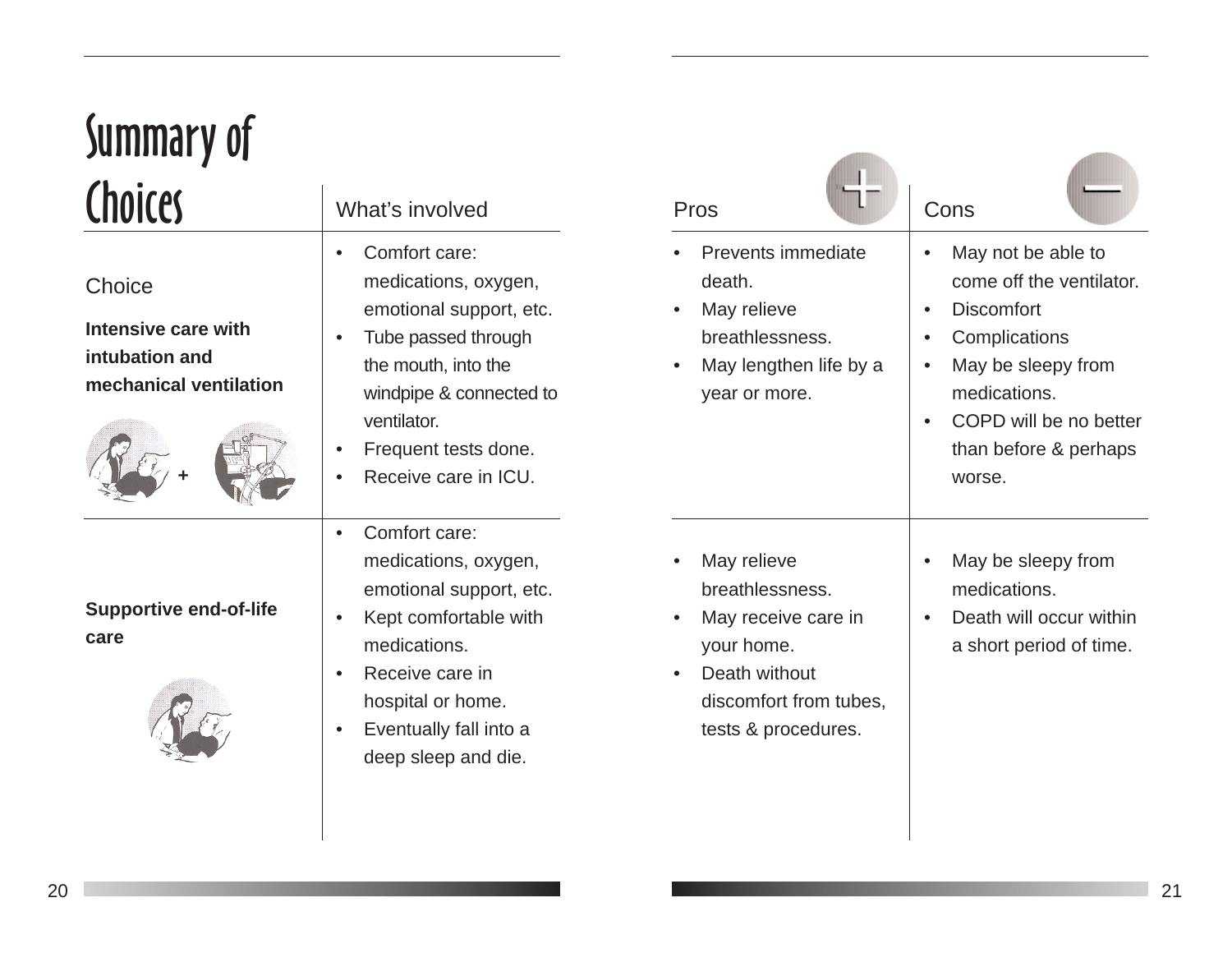# Summary of Choices

| Choice | What's involved | Pros | Cons |
|---|---|---|---|
| **Intensive care with intubation and mechanical ventilation** | • Comfort care: medications, oxygen, emotional support, etc.<br>• Tube passed through the mouth, into the windpipe & connected to ventilator.<br>• Frequent tests done.<br>• Receive care in ICU. | • Prevents immediate death.<br>• May relieve breathlessness.<br>• May lengthen life by a year or more. | • May not be able to come off the ventilator.<br>• Discomfort<br>• Complications<br>• May be sleepy from medications.<br>• COPD will be no better than before & perhaps worse. |
| **Supportive end-of-life care** | • Comfort care: medications, oxygen, emotional support, etc.<br>• Kept comfortable with medications.<br>• Receive care in hospital or home.<br>• Eventually fall into a deep sleep and die. | • May relieve breathlessness.<br>• May receive care in your home.<br>• Death without discomfort from tubes, tests & procedures. | • May be sleepy from medications.<br>• Death will occur within a short period of time. |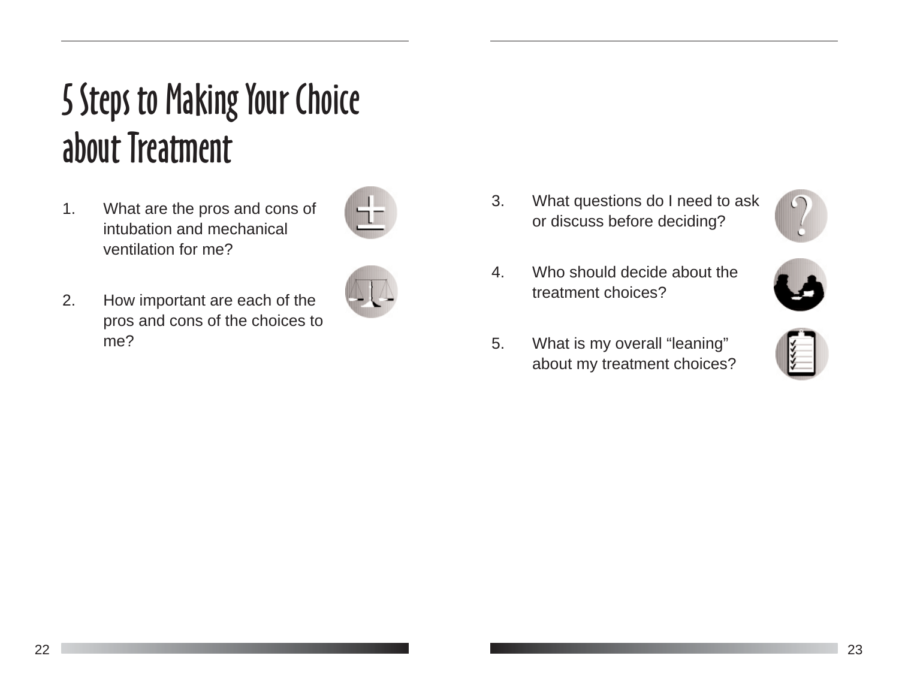# 5 Steps to Making Your Choice about Treatment

1. What are the pros and cons of intubation and mechanical ventilation for me?

2. How important are each of the pros and cons of the choices to me?

3. What questions do I need to ask or discuss before deciding?

4. Who should decide about the treatment choices?

5. What is my overall "leaning" about my treatment choices?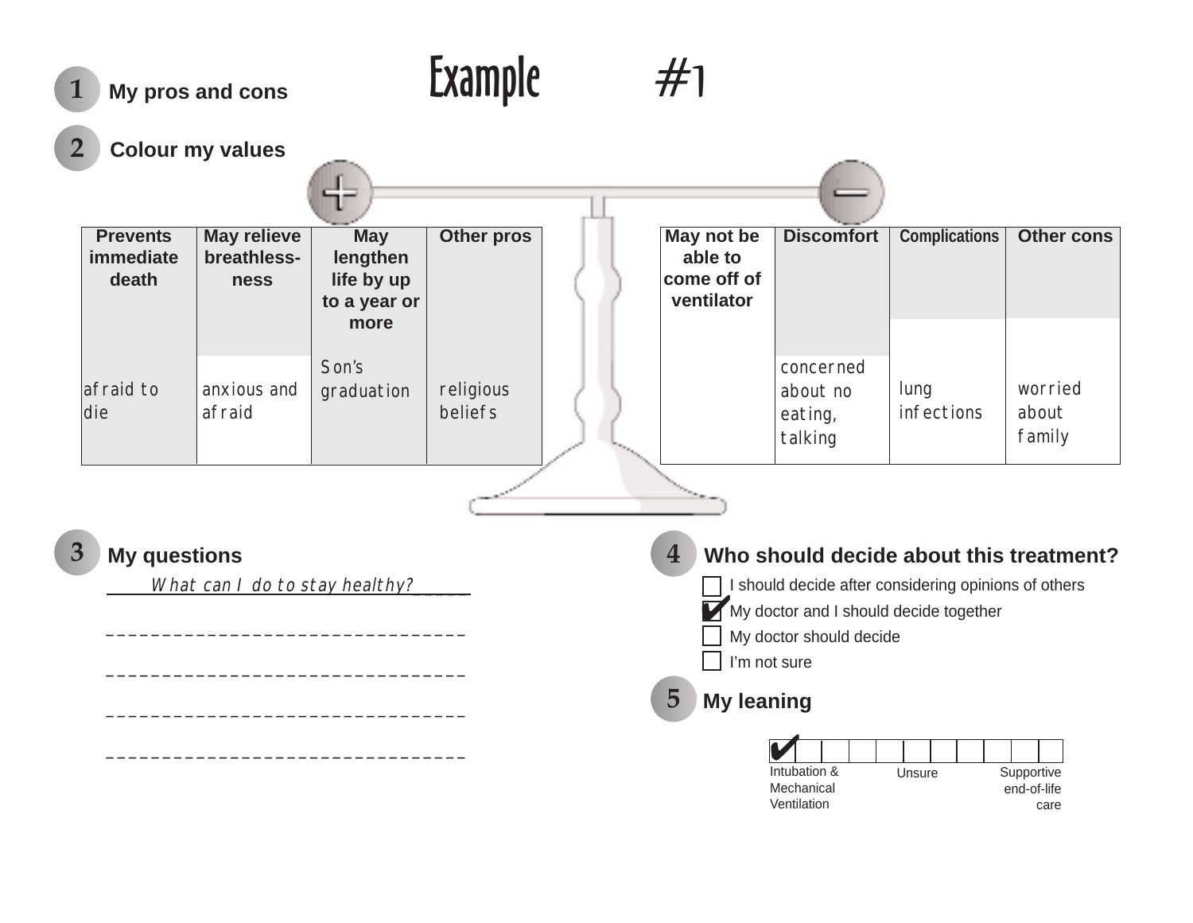# Example #1

## 1 My pros and cons

## 2 Colour my values

**+ (Pros)**

| Prevents immediate death | May relieve breathlessness | May lengthen life by up to a year or more | Other pros |
|---|---|---|---|
| afraid to die | anxious and afraid | Son's graduation | religious beliefs |

**− (Cons)**

| May not be able to come off of ventilator | Discomfort | Complications | Other cons |
|---|---|---|---|
| | concerned about no eating, talking | lung infections | worried about family |

## 3 My questions

What can I do to stay healthy?

## 4 Who should decide about this treatment?

- ☐ I should decide after considering opinions of others
- ☑ My doctor and I should decide together
- ☐ My doctor should decide
- ☐ I'm not sure

## 5 My leaning

| ✔ | | | | | | | | | | |
|---|---|---|---|---|---|---|---|---|---|---|

Intubation & Mechanical Ventilation — Unsure — Supportive end-of-life care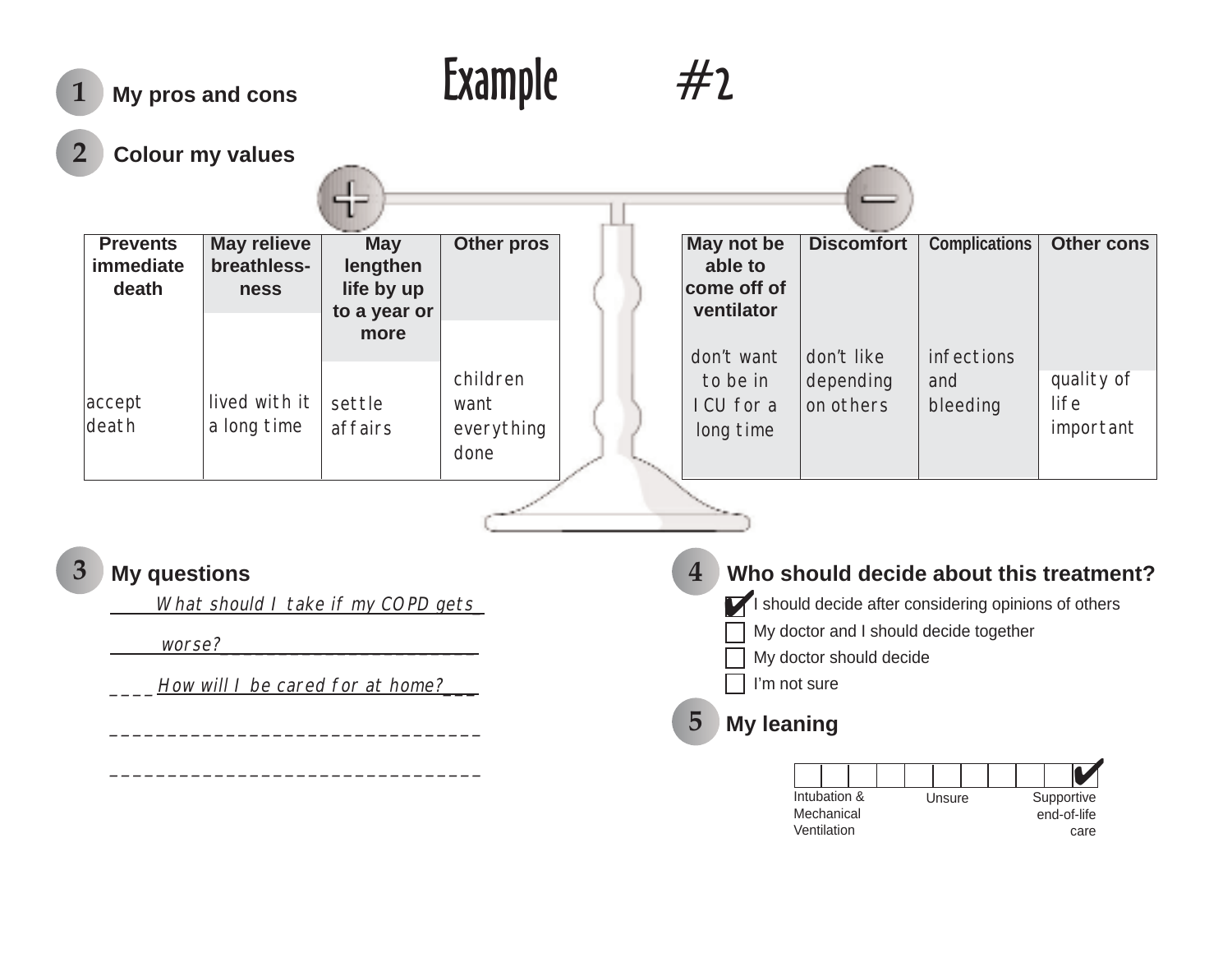# Example #2

**1** **My pros and cons**

**2** **Colour my values**

| + Prevents immediate death | May relieve breathlessness | May lengthen life by up to a year or more | Other pros |
|---|---|---|---|
| accept death | lived with it a long time | settle affairs | children want everything done |

| − May not be able to come off of ventilator | Discomfort | Complications | Other cons |
|---|---|---|---|
| don't want to be in ICU for a long time | don't like depending on others | infections and bleeding | quality of life important |

**3** **My questions**

*What should I take if my COPD gets worse?*

*How will I be cared for at home?*

______________________________

______________________________

**4** **Who should decide about this treatment?**

- [x] I should decide after considering opinions of others
- [ ] My doctor and I should decide together
- [ ] My doctor should decide
- [ ] I'm not sure

**5** **My leaning**

| Intubation & Mechanical Ventilation | | | | | Unsure | | | | | Supportive end-of-life care |
|---|---|---|---|---|---|---|---|---|---|---|
| | | | | | | | | | | ✔ |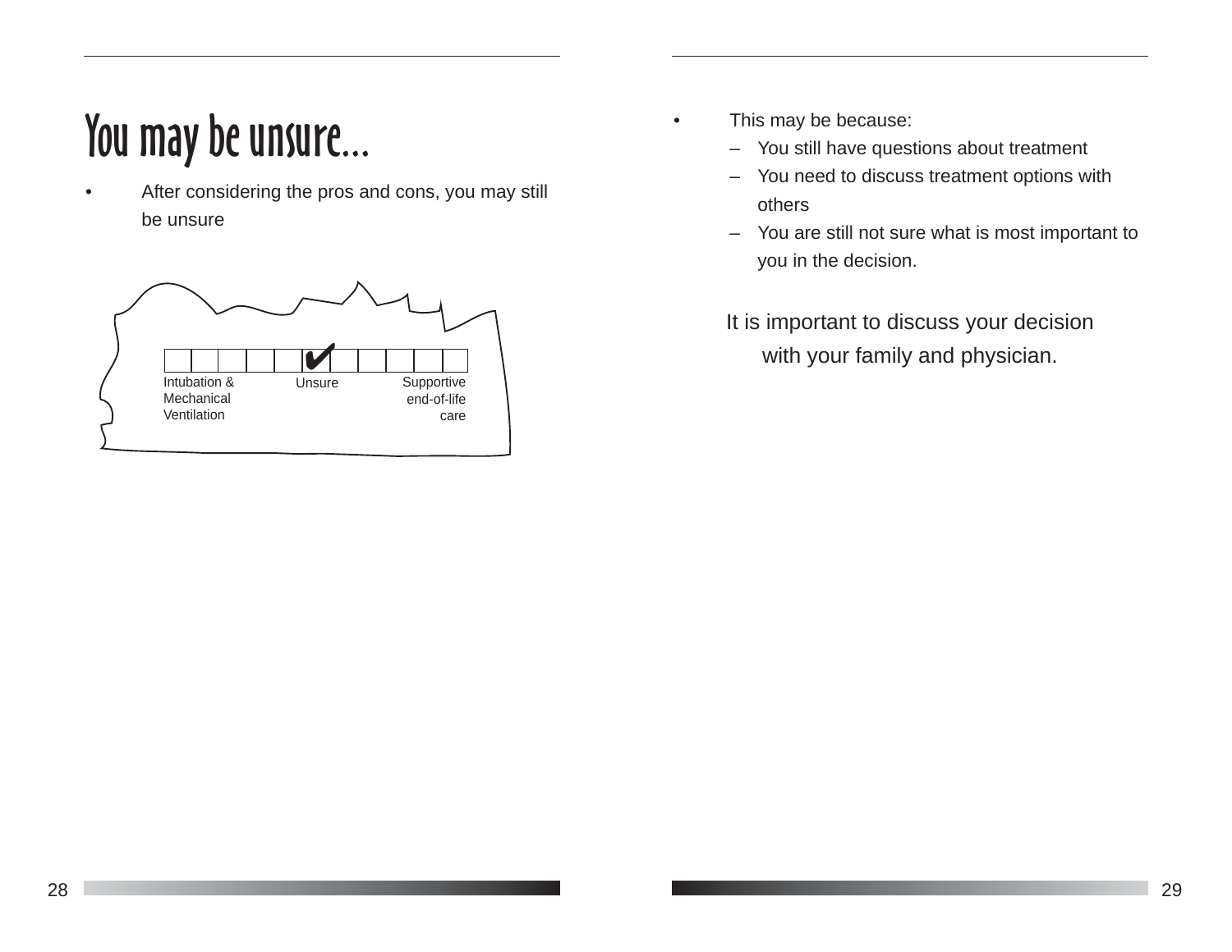# You may be unsure...

- After considering the pros and cons, you may still be unsure

Intubation & Mechanical Ventilation | Unsure | Supportive end-of-life care

- This may be because:
  - You still have questions about treatment
  - You need to discuss treatment options with others
  - You are still not sure what is most important to you in the decision.

It is important to discuss your decision with your family and physician.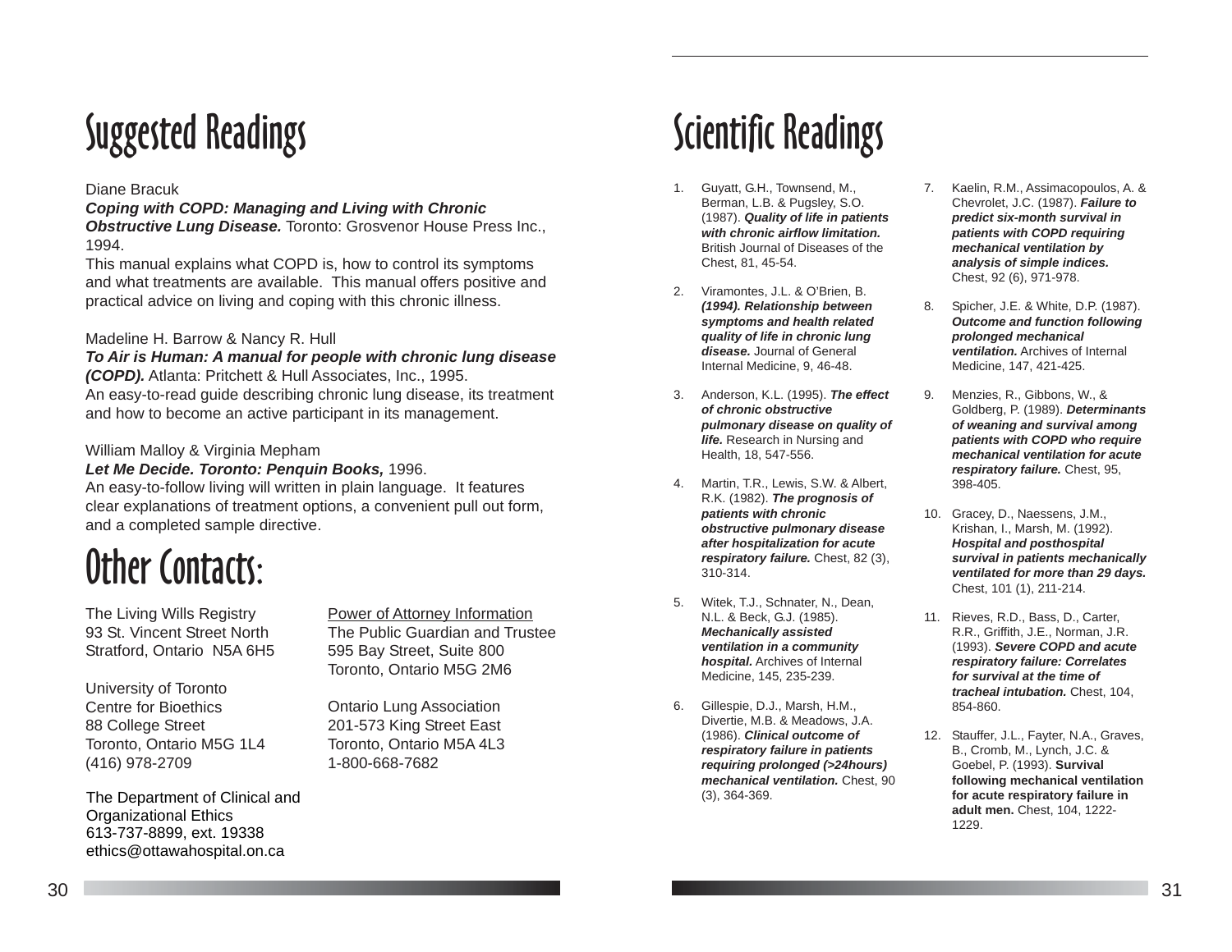# Suggested Readings

Diane Bracuk
***Coping with COPD: Managing and Living with Chronic Obstructive Lung Disease.*** Toronto: Grosvenor House Press Inc., 1994.
This manual explains what COPD is, how to control its symptoms and what treatments are available. This manual offers positive and practical advice on living and coping with this chronic illness.

Madeline H. Barrow & Nancy R. Hull
***To Air is Human: A manual for people with chronic lung disease (COPD).*** Atlanta: Pritchett & Hull Associates, Inc., 1995.
An easy-to-read guide describing chronic lung disease, its treatment and how to become an active participant in its management.

William Malloy & Virginia Mepham
***Let Me Decide. Toronto: Penquin Books,*** 1996.
An easy-to-follow living will written in plain language. It features clear explanations of treatment options, a convenient pull out form, and a completed sample directive.

# Other Contacts:

The Living Wills Registry
93 St. Vincent Street North
Stratford, Ontario N5A 6H5

University of Toronto
Centre for Bioethics
88 College Street
Toronto, Ontario M5G 1L4
(416) 978-2709

The Department of Clinical and Organizational Ethics
613-737-8899, ext. 19338
ethics@ottawahospital.on.ca

Power of Attorney Information
The Public Guardian and Trustee
595 Bay Street, Suite 800
Toronto, Ontario M5G 2M6

Ontario Lung Association
201-573 King Street East
Toronto, Ontario M5A 4L3
1-800-668-7682

# Scientific Readings

1. Guyatt, G.H., Townsend, M., Berman, L.B. & Pugsley, S.O. (1987). ***Quality of life in patients with chronic airflow limitation.*** British Journal of Diseases of the Chest, 81, 45-54.
2. Viramontes, J.L. & O'Brien, B. ***(1994). Relationship between symptoms and health related quality of life in chronic lung disease.*** Journal of General Internal Medicine, 9, 46-48.
3. Anderson, K.L. (1995). ***The effect of chronic obstructive pulmonary disease on quality of life.*** Research in Nursing and Health, 18, 547-556.
4. Martin, T.R., Lewis, S.W. & Albert, R.K. (1982). ***The prognosis of patients with chronic obstructive pulmonary disease after hospitalization for acute respiratory failure.*** Chest, 82 (3), 310-314.
5. Witek, T.J., Schnater, N., Dean, N.L. & Beck, G.J. (1985). ***Mechanically assisted ventilation in a community hospital.*** Archives of Internal Medicine, 145, 235-239.
6. Gillespie, D.J., Marsh, H.M., Divertie, M.B. & Meadows, J.A. (1986). ***Clinical outcome of respiratory failure in patients requiring prolonged (>24hours) mechanical ventilation.*** Chest, 90 (3), 364-369.
7. Kaelin, R.M., Assimacopoulos, A. & Chevrolet, J.C. (1987). ***Failure to predict six-month survival in patients with COPD requiring mechanical ventilation by analysis of simple indices.*** Chest, 92 (6), 971-978.
8. Spicher, J.E. & White, D.P. (1987). ***Outcome and function following prolonged mechanical ventilation.*** Archives of Internal Medicine, 147, 421-425.
9. Menzies, R., Gibbons, W., & Goldberg, P. (1989). ***Determinants of weaning and survival among patients with COPD who require mechanical ventilation for acute respiratory failure.*** Chest, 95, 398-405.
10. Gracey, D., Naessens, J.M., Krishan, I., Marsh, M. (1992). ***Hospital and posthospital survival in patients mechanically ventilated for more than 29 days.*** Chest, 101 (1), 211-214.
11. Rieves, R.D., Bass, D., Carter, R.R., Griffith, J.E., Norman, J.R. (1993). ***Severe COPD and acute respiratory failure: Correlates for survival at the time of tracheal intubation.*** Chest, 104, 854-860.
12. Stauffer, J.L., Fayter, N.A., Graves, B., Cromb, M., Lynch, J.C. & Goebel, P. (1993). **Survival following mechanical ventilation for acute respiratory failure in adult men.** Chest, 104, 1222-1229.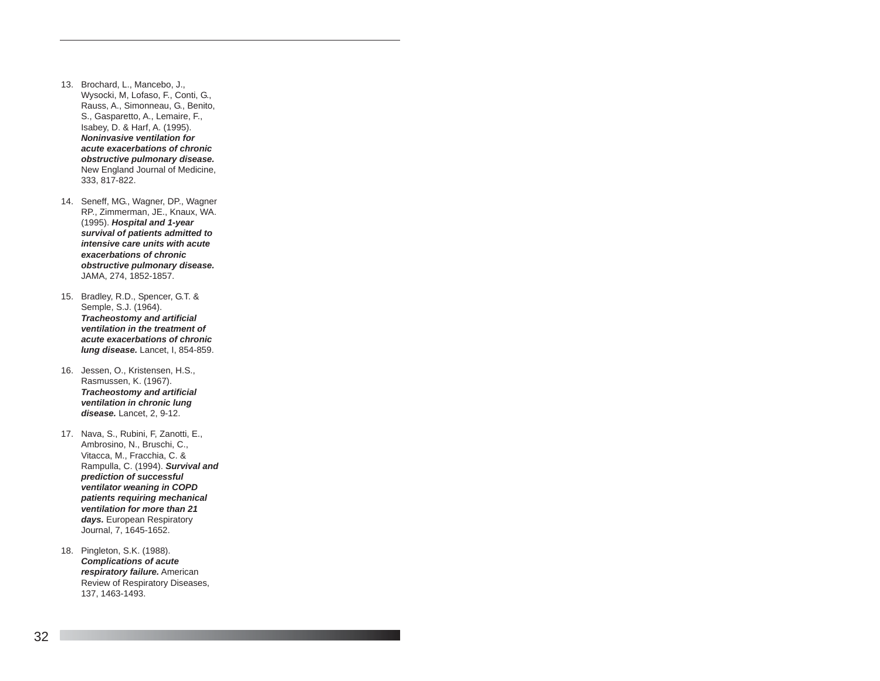13. Brochard, L., Mancebo, J., Wysocki, M, Lofaso, F., Conti, G., Rauss, A., Simonneau, G., Benito, S., Gasparetto, A., Lemaire, F., Isabey, D. & Harf, A. (1995). ***Noninvasive ventilation for acute exacerbations of chronic obstructive pulmonary disease.*** New England Journal of Medicine, 333, 817-822.

14. Seneff, MG., Wagner, DP., Wagner RP., Zimmerman, JE., Knaux, WA. (1995). ***Hospital and 1-year survival of patients admitted to intensive care units with acute exacerbations of chronic obstructive pulmonary disease.*** JAMA, 274, 1852-1857.

15. Bradley, R.D., Spencer, G.T. & Semple, S.J. (1964). ***Tracheostomy and artificial ventilation in the treatment of acute exacerbations of chronic lung disease.*** Lancet, I, 854-859.

16. Jessen, O., Kristensen, H.S., Rasmussen, K. (1967). ***Tracheostomy and artificial ventilation in chronic lung disease.*** Lancet, 2, 9-12.

17. Nava, S., Rubini, F, Zanotti, E., Ambrosino, N., Bruschi, C., Vitacca, M., Fracchia, C. & Rampulla, C. (1994). ***Survival and prediction of successful ventilator weaning in COPD patients requiring mechanical ventilation for more than 21 days.*** European Respiratory Journal, 7, 1645-1652.

18. Pingleton, S.K. (1988). ***Complications of acute respiratory failure.*** American Review of Respiratory Diseases, 137, 1463-1493.